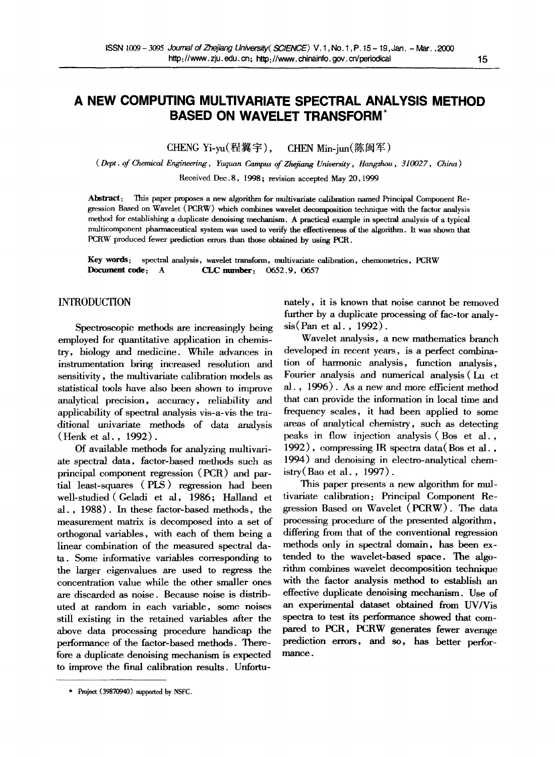# A NEW COMPUTING MULTIVARIATE SPECTRAL ANALYSIS METHOD BASED ON WAVELET TRANSFORM*

CHENG Yi-yu(程翼宇), CHEN Min-jun(陈闽军)

(*Dept. of Chemical Engineering, Yuquan Campus of Zhejiang University, Hangzhou, 310027, China*)

Received Dec.8, 1998; revision accepted May 20,1999

**Abstract**: This paper proposes a new algorithm for multivariate calibration named Principal Component Regression Based on Wavelet (PCRW) which combines wavelet decomposition technique with the factor analysis method for establishing a duplicate denoising mechanism. A practical example in spectral analysis of a typical multicomponent pharmaceutical system was used to verify the effectiveness of the algorithm. It was shown that PCRW produced fewer prediction errors than those obtained by using PCR.

**Key words**: spectral analysis, wavelet transform, multivariate calibration, chemometrics, PCRW
**Document code**: A  **CLC number**: O652.9, O657

## INTRODUCTION

Spectroscopic methods are increasingly being employed for quantitative application in chemistry, biology and medicine. While advances in instrumentation bring increased resolution and sensitivity, the multivariate calibration models as statistical tools have also been shown to improve analytical precision, accuracy, reliability and applicability of spectral analysis vis-a-vis the traditional univariate methods of data analysis (Henk et al., 1992).

Of available methods for analyzing multivariate spectral data, factor-based methods such as principal component regression (PCR) and partial least-squares (PLS) regression had been well-studied (Geladi et al, 1986; Halland et al., 1988). In these factor-based methods, the measurement matrix is decomposed into a set of orthogonal variables, with each of them being a linear combination of the measured spectral data. Some informative variables corresponding to the larger eigenvalues are used to regress the concentration value while the other smaller ones are discarded as noise. Because noise is distributed at random in each variable, some noises still existing in the retained variables after the above data processing procedure handicap the performance of the factor-based methods. Therefore a duplicate denoising mechanism is expected to improve the final calibration results. Unfortunately, it is known that noise cannot be removed further by a duplicate processing of fac-tor analysis (Pan et al., 1992).

Wavelet analysis, a new mathematics branch developed in recent years, is a perfect combination of harmonic analysis, function analysis, Fourier analysis and numerical analysis (Lu et al., 1996). As a new and more efficient method that can provide the information in local time and frequency scales, it had been applied to some areas of analytical chemistry, such as detecting peaks in flow injection analysis (Bos et al., 1992), compressing IR spectra data (Bos et al., 1994) and denoising in electro-analytical chemistry (Bao et al., 1997).

This paper presents a new algorithm for multivariate calibration: Principal Component Regression Based on Wavelet (PCRW). The data processing procedure of the presented algorithm, differing from that of the conventional regression methods only in spectral domain, has been extended to the wavelet-based space. The algorithm combines wavelet decomposition technique with the factor analysis method to establish an effective duplicate denoising mechanism. Use of an experimental dataset obtained from UV/Vis spectra to test its performance showed that compared to PCR, PCRW generates fewer average prediction errors, and so, has better performance.

---

* Project (39870940) supported by NSFC.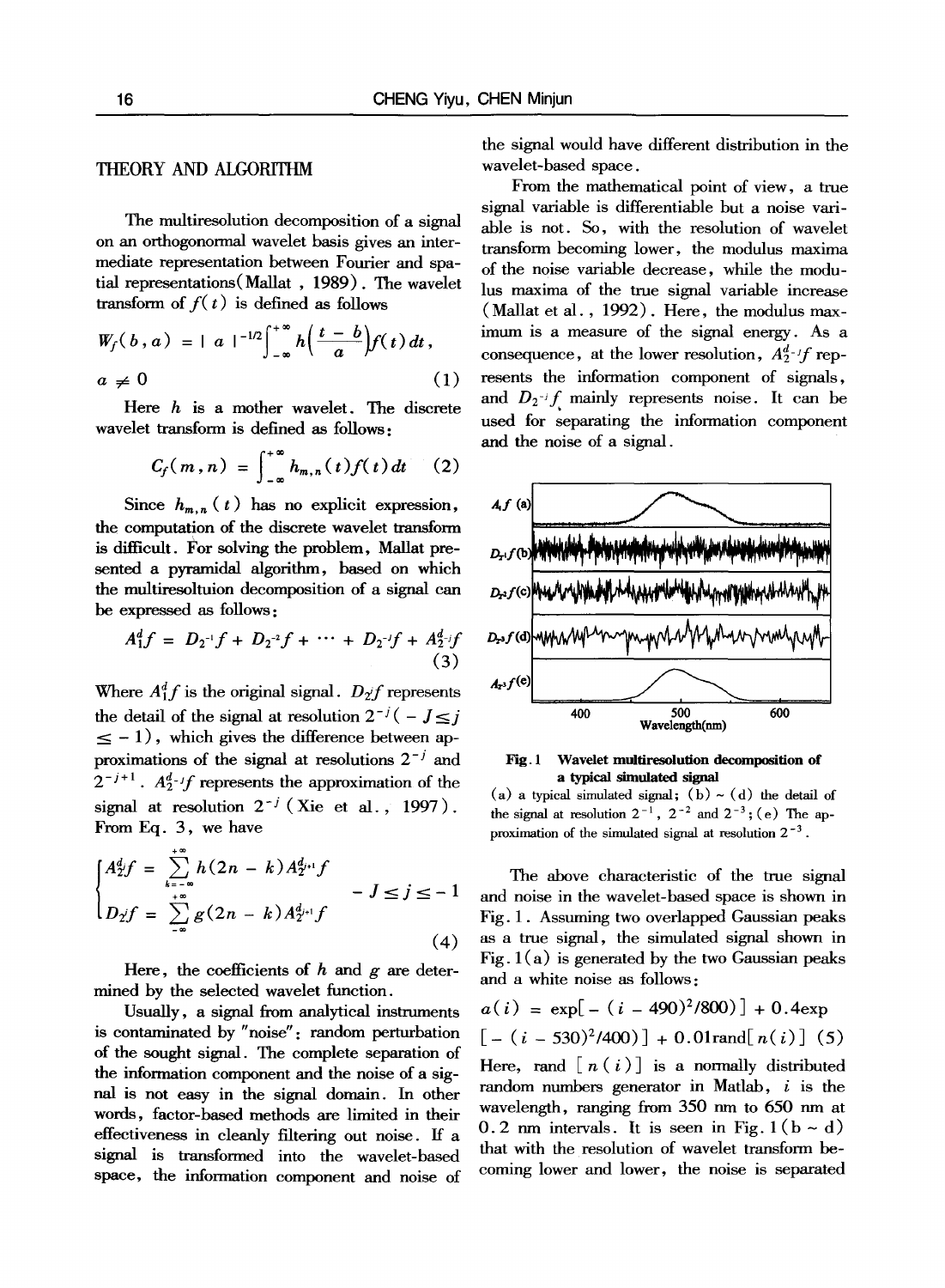## THEORY AND ALGORITHM

The multiresolution decomposition of a signal on an orthogonormal wavelet basis gives an intermediate representation between Fourier and spatial representations (Mallat, 1989). The wavelet transform of $f(t)$ is defined as follows

$$W_f(b,a) = |a|^{-1/2}\int_{-\infty}^{+\infty} h\left(\frac{t-b}{a}\right)f(t)\,dt,$$

$$a \neq 0 \quad (1)$$

Here $h$ is a mother wavelet. The discrete wavelet transform is defined as follows:

$$C_f(m,n) = \int_{-\infty}^{+\infty} h_{m,n}(t)f(t)\,dt \quad (2)$$

Since $h_{m,n}(t)$ has no explicit expression, the computation of the discrete wavelet transform is difficult. For solving the problem, Mallat presented a pyramidal algorithm, based on which the multiresoltuion decomposition of a signal can be expressed as follows:

$$A_1^d f = D_{2^{-1}}f + D_{2^{-2}}f + \cdots + D_{2^{-J}}f + A_{2^{-J}}^d f \quad (3)$$

Where $A_1^d f$ is the original signal. $D_{2^j}f$ represents the detail of the signal at resolution $2^{-j}$ $(-J \leq j \leq -1)$, which gives the difference between approximations of the signal at resolutions $2^{-j}$ and $2^{-j+1}$. $A_{2^{-J}}^d f$ represents the approximation of the signal at resolution $2^{-J}$ (Xie et al., 1997). From Eq. 3, we have

$$\begin{cases} A_{2^j}^d f = \sum_{k=-\infty}^{+\infty} h(2n-k)A_{2^{j+1}}^d f \\ D_{2^j}f = \sum_{-\infty}^{+\infty} g(2n-k)A_{2^{j+1}}^d f \end{cases} \quad -J \leq j \leq -1 \quad (4)$$

Here, the coefficients of $h$ and $g$ are determined by the selected wavelet function.

Usually, a signal from analytical instruments is contaminated by "noise": random perturbation of the sought signal. The complete separation of the information component and the noise of a signal is not easy in the signal domain. In other words, factor-based methods are limited in their effectiveness in cleanly filtering out noise. If a signal is transformed into the wavelet-based space, the information component and noise of the signal would have different distribution in the wavelet-based space.

From the mathematical point of view, a true signal variable is differentiable but a noise variable is not. So, with the resolution of wavelet transform becoming lower, the modulus maxima of the noise variable decrease, while the modulus maxima of the true signal variable increase (Mallat et al., 1992). Here, the modulus maximum is a measure of the signal energy. As a consequence, at the lower resolution, $A_{2^{-J}}^d f$ represents the information component of signals, and $D_{2^{-j}}f$ mainly represents noise. It can be used for separating the information component and the noise of a signal.

**Fig. 1 Wavelet multiresolution decomposition of a typical simulated signal**

(a) a typical simulated signal; (b) ~ (d) the detail of the signal at resolution $2^{-1}$, $2^{-2}$ and $2^{-3}$; (e) The approximation of the simulated signal at resolution $2^{-3}$.

The above characteristic of the true signal and noise in the wavelet-based space is shown in Fig. 1. Assuming two overlapped Gaussian peaks as a true signal, the simulated signal shown in Fig. 1(a) is generated by the two Gaussian peaks and a white noise as follows:

$$a(i) = \exp[-(i-490)^2/800] + 0.4\exp[-(i-530)^2/400] + 0.01\text{rand}[n(i)] \quad (5)$$

Here, rand $[n(i)]$ is a normally distributed random numbers generator in Matlab, $i$ is the wavelength, ranging from 350 nm to 650 nm at 0.2 nm intervals. It is seen in Fig. 1(b ~ d) that with the resolution of wavelet transform becoming lower and lower, the noise is separated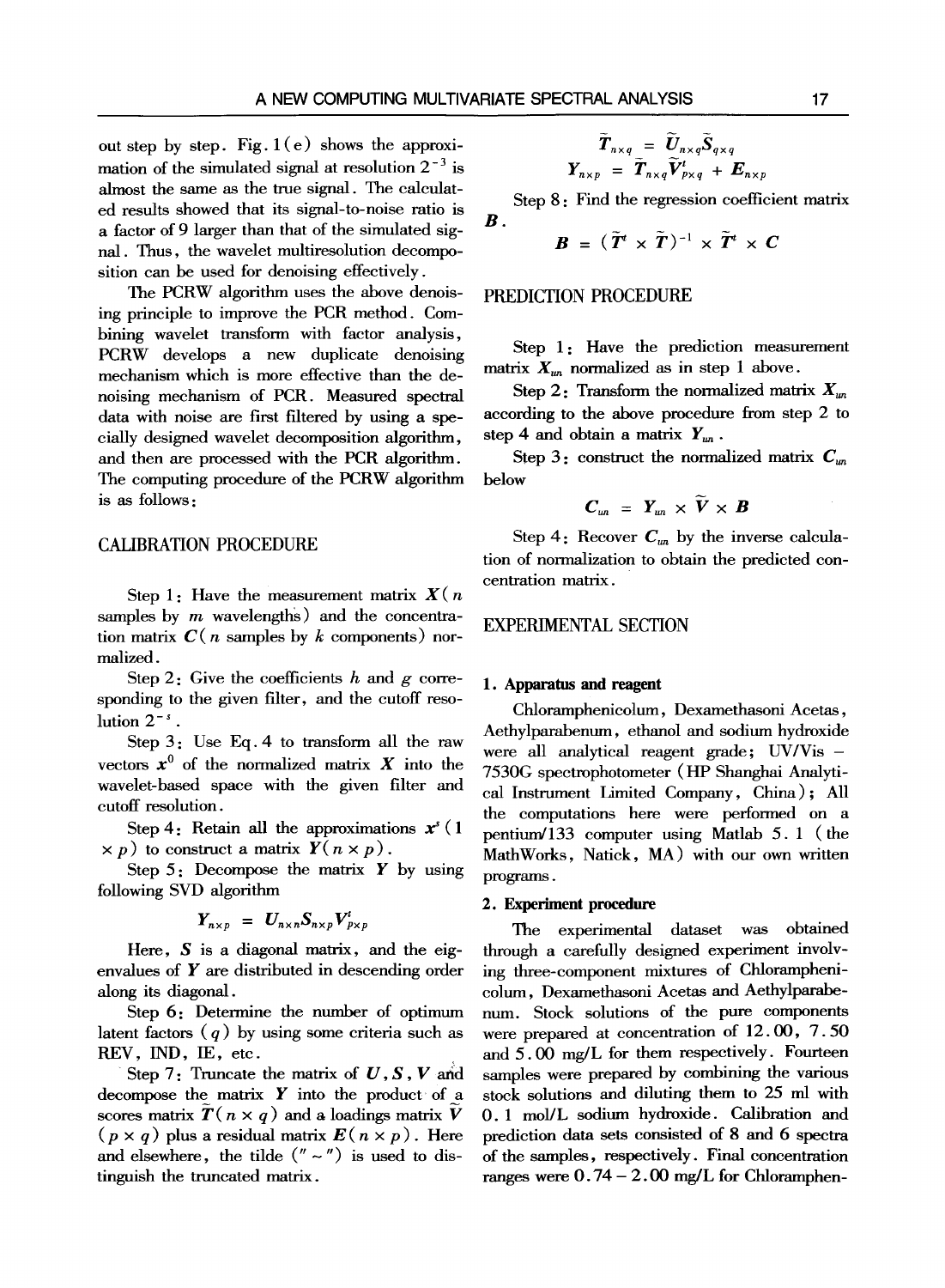out step by step. Fig. 1(e) shows the approximation of the simulated signal at resolution $2^{-3}$ is almost the same as the true signal. The calculated results showed that its signal-to-noise ratio is a factor of 9 larger than that of the simulated signal. Thus, the wavelet multiresolution decomposition can be used for denoising effectively.

The PCRW algorithm uses the above denoising principle to improve the PCR method. Combining wavelet transform with factor analysis, PCRW develops a new duplicate denoising mechanism which is more effective than the denoising mechanism of PCR. Measured spectral data with noise are first filtered by using a specially designed wavelet decomposition algorithm, and then are processed with the PCR algorithm. The computing procedure of the PCRW algorithm is as follows:

## CALIBRATION PROCEDURE

Step 1: Have the measurement matrix $X$($n$ samples by $m$ wavelengths) and the concentration matrix $C$($n$ samples by $k$ components) normalized.

Step 2: Give the coefficients $h$ and $g$ corresponding to the given filter, and the cutoff resolution $2^{-s}$.

Step 3: Use Eq. 4 to transform all the raw vectors $x^0$ of the normalized matrix $X$ into the wavelet-based space with the given filter and cutoff resolution.

Step 4: Retain all the approximations $x^s$ ($1 \times p$) to construct a matrix $Y$($n \times p$).

Step 5: Decompose the matrix $Y$ by using following SVD algorithm

$$Y_{n\times p} = U_{n\times n} S_{n\times p} V^t_{p\times p}$$

Here, $S$ is a diagonal matrix, and the eigenvalues of $Y$ are distributed in descending order along its diagonal.

Step 6: Determine the number of optimum latent factors ($q$) by using some criteria such as REV, IND, IE, etc.

Step 7: Truncate the matrix of $U, S, V$ and decompose the matrix $Y$ into the product of a scores matrix $\tilde{T}$($n \times q$) and a loadings matrix $\tilde{V}$ ($p \times q$) plus a residual matrix $E$($n \times p$). Here and elsewhere, the tilde ("~") is used to distinguish the truncated matrix.

$$\tilde{T}_{n\times q} = \tilde{U}_{n\times q}\tilde{S}_{q\times q}$$

$$Y_{n\times p} = \tilde{T}_{n\times q}\tilde{V}^t_{p\times q} + E_{n\times p}$$

Step 8: Find the regression coefficient matrix $B$.

$$B = (\tilde{T}^t \times \tilde{T})^{-1} \times \tilde{T}^t \times C$$

## PREDICTION PROCEDURE

Step 1: Have the prediction measurement matrix $X_{un}$ normalized as in step 1 above.

Step 2: Transform the normalized matrix $X_{un}$ according to the above procedure from step 2 to step 4 and obtain a matrix $Y_{un}$.

Step 3: construct the normalized matrix $C_{un}$ below

$$C_{un} = Y_{un} \times \tilde{V} \times B$$

Step 4: Recover $C_{un}$ by the inverse calculation of normalization to obtain the predicted concentration matrix.

## EXPERIMENTAL SECTION

### 1. Apparatus and reagent

Chloramphenicolum, Dexamethasoni Acetas, Aethylparabenum, ethanol and sodium hydroxide were all analytical reagent grade; UV/Vis - 7530G spectrophotometer (HP Shanghai Analytical Instrument Limited Company, China); All the computations here were performed on a pentium/133 computer using Matlab 5.1 (the MathWorks, Natick, MA) with our own written programs.

### 2. Experiment procedure

The experimental dataset was obtained through a carefully designed experiment involving three-component mixtures of Chloramphenicolum, Dexamethasoni Acetas and Aethylparabenum. Stock solutions of the pure components were prepared at concentration of 12.00, 7.50 and 5.00 mg/L for them respectively. Fourteen samples were prepared by combining the various stock solutions and diluting them to 25 ml with 0.1 mol/L sodium hydroxide. Calibration and prediction data sets consisted of 8 and 6 spectra of the samples, respectively. Final concentration ranges were 0.74 – 2.00 mg/L for Chloramphen-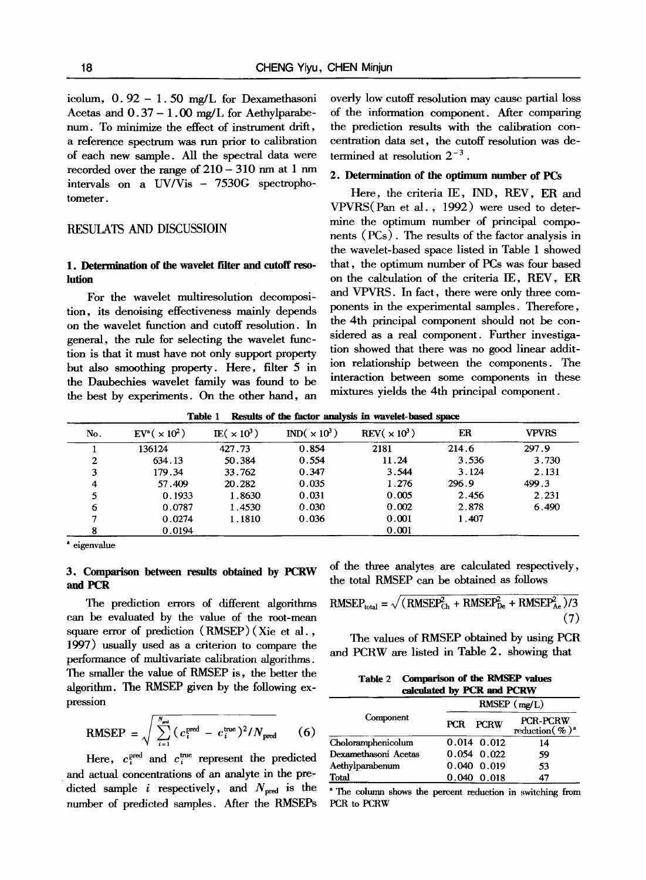icolum, 0.92 – 1.50 mg/L for Dexamethasoni Acetas and 0.37 – 1.00 mg/L for Aethylparabenum. To minimize the effect of instrument drift, a reference spectrum was run prior to calibration of each new sample. All the spectral data were recorded over the range of 210 – 310 nm at 1 nm intervals on a UV/Vis – 7530G spectrophotometer.

## RESULATS AND DISCUSSIOIN

### 1. Determination of the wavelet filter and cutoff resolution

For the wavelet multiresolution decomposition, its denoising effectiveness mainly depends on the wavelet function and cutoff resolution. In general, the rule for selecting the wavelet function is that it must have not only support property but also smoothing property. Here, filter 5 in the Daubechies wavelet family was found to be the best by experiments. On the other hand, an overly low cutoff resolution may cause partial loss of the information component. After comparing the prediction results with the calibration concentration data set, the cutoff resolution was determined at resolution $2^{-3}$.

### 2. Determination of the optimum number of PCs

Here, the criteria IE, IND, REV, ER and VPVRS (Pan et al., 1992) were used to determine the optimum number of principal components (PCs). The results of the factor analysis in the wavelet-based space listed in Table 1 showed that, the optimum number of PCs was four based on the calculation of the criteria IE, REV, ER and VPVRS. In fact, there were only three components in the experimental samples. Therefore, the 4th principal component should not be considered as a real component. Further investigation showed that there was no good linear addition relationship between the components. The interaction between some components in these mixtures yields the 4th principal component.

**Table 1 Results of the factor analysis in wavelet-based space**

| No. | EV[a] ($\times 10^2$) | IE ($\times 10^3$) | IND ($\times 10^3$) | REV ($\times 10^3$) | ER | VPVRS |
|---|---|---|---|---|---|---|
| 1 | 136124 | 427.73 | 0.854 | 2181 | 214.6 | 297.9 |
| 2 | 634.13 | 50.384 | 0.554 | 11.24 | 3.536 | 3.730 |
| 3 | 179.34 | 33.762 | 0.347 | 3.544 | 3.124 | 2.131 |
| 4 | 57.409 | 20.282 | 0.035 | 1.276 | 296.9 | 499.3 |
| 5 | 0.1933 | 1.8630 | 0.031 | 0.005 | 2.456 | 2.231 |
| 6 | 0.0787 | 1.4530 | 0.030 | 0.002 | 2.878 | 6.490 |
| 7 | 0.0274 | 1.1810 | 0.036 | 0.001 | 1.407 | |
| 8 | 0.0194 | | | 0.001 | | |

[a] eigenvalue

### 3. Comparison between results obtained by PCRW and PCR

The prediction errors of different algorithms can be evaluated by the value of the root-mean square error of prediction (RMSEP) (Xie et al., 1997) usually used as a criterion to compare the performance of multivariate calibration algorithms. The smaller the value of RMSEP is, the better the algorithm. The RMSEP given by the following expression

$$RMSEP = \sqrt{\sum_{i=1}^{N_{pred}} (c_i^{pred} - c_i^{true})^2 / N_{pred}} \quad (6)$$

Here, $c_i^{pred}$ and $c_i^{true}$ represent the predicted and actual concentrations of an analyte in the predicted sample $i$ respectively, and $N_{pred}$ is the number of predicted samples. After the RMSEPs of the three analytes are calculated respectively, the total RMSEP can be obtained as follows

$$RMSEP_{total} = \sqrt{(RMSEP_{Ch}^2 + RMSEP_{De}^2 + RMSEP_{Ae}^2)/3} \quad (7)$$

The values of RMSEP obtained by using PCR and PCRW are listed in Table 2. showing that

**Table 2 Comparison of the RMSEP values calculated by PCR and PCRW**

| Component | RMSEP (mg/L) | | |
|---|---|---|---|
| | PCR | PCRW | PCR-PCRW reduction (%)[a] |
| Choloramphenicolum | 0.014 | 0.012 | 14 |
| Dexamethasoni Acetas | 0.054 | 0.022 | 59 |
| Aethylparabenum | 0.040 | 0.019 | 53 |
| Total | 0.040 | 0.018 | 47 |

[a] The column shows the percent reduction in switching from PCR to PCRW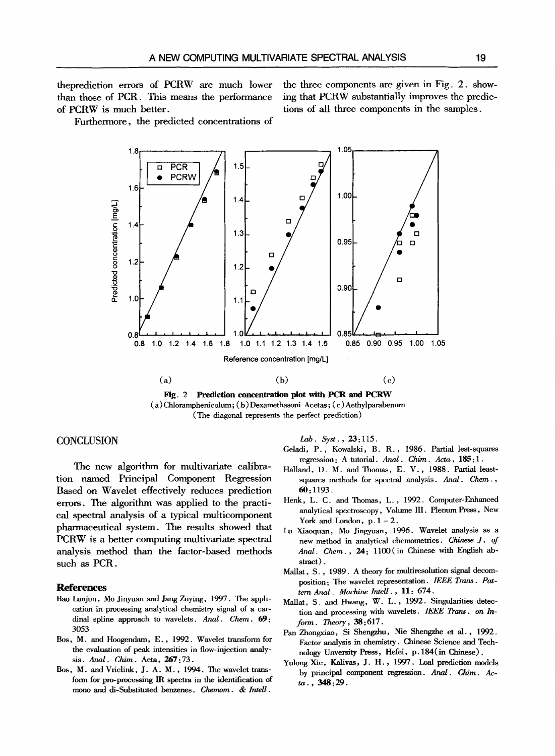theprediction errors of PCRW are much lower than those of PCR. This means the performance of PCRW is much better.

Furthermore, the predicted concentrations of the three components are given in Fig. 2. showing that PCRW substantially improves the predictions of all three components in the samples.

PCR
PCRW

Predicted concentration [mg/L]

Reference concentration [mg/L]

(a) (b) (c)

**Fig. 2 Prediction concentration plot with PCR and PCRW**
(a) Chloramphenicolum; (b) Dexamethasoni Acetas; (c) Aethylparabenum
(The diagonal represents the perfect prediction)

## CONCLUSION

The new algorithm for multivariate calibration named Principal Component Regression Based on Wavelet effectively reduces prediction errors. The algorithm was applied to the practical spectral analysis of a typical multicomponent pharmaceutical system. The results showed that PCRW is a better computing multivariate spectral analysis method than the factor-based methods such as PCR.

## References

Bao Lunjun, Mo Jinyuan and Jang Zuying, 1997. The application in processing analytical chemistry signal of a cardinal spline approach to wavelets. *Anal. Chem.* **69**: 3053

Bos, M. and Hoogendam, E., 1992. Wavelet transform for the evaluation of peak intensities in flow-injection analysis. *Anal. Chim.* Acta, **267**:73.

Bos, M. and Vrielink, J. A. M., 1994. The wavelet transform for pro-processing IR spectra in the identification of mono and di-Substituted benzenes. *Chemom. & Intell. Lab. Syst.*, **23**:115.

Geladi, P., Kowalski, B. R., 1986. Partial lest-squares regression: A tutorial. *Anal. Chim. Acta*, **185**:1.

Halland, D. M. and Thomas, E. V., 1988. Partial least-squares methods for spectral analysis. *Anal. Chem.*, **60**:1193.

Henk, L. C. and Thomas, L., 1992. Computer-Enhanced analytical spectroscopy, Volume III. Plenum Press, New York and London, p.1–2.

Lu Xiaoquan, Mo Jingyuan, 1996. Wavelet analysis as a new method in analytical chemometrics. *Chinese J. of Anal. Chem.*, **24**: 1100 (in Chinese with English abstract).

Mallat, S., 1989. A theory for multiresolution signal decomposition: The wavelet representation. *IEEE Trans. Pattern Anal. Machine Intell.*, **11**: 674.

Mallat, S. and Hwang, W. L., 1992. Singularities detection and processing with wavelets. *IEEE Trans. on Inform. Theory*, **38**:617.

Pan Zhongxiao, Si Shengzhu, Nie Shengzhe et al., 1992. Factor analysis in chemistry. Chinese Science and Technology Unversity Press, Hefei, p.184 (in Chinese).

Yulong Xie, Kalivas, J. H., 1997. Loal prediction models by principal component regression. *Anal. Chim. Acta.*, **348**:29.